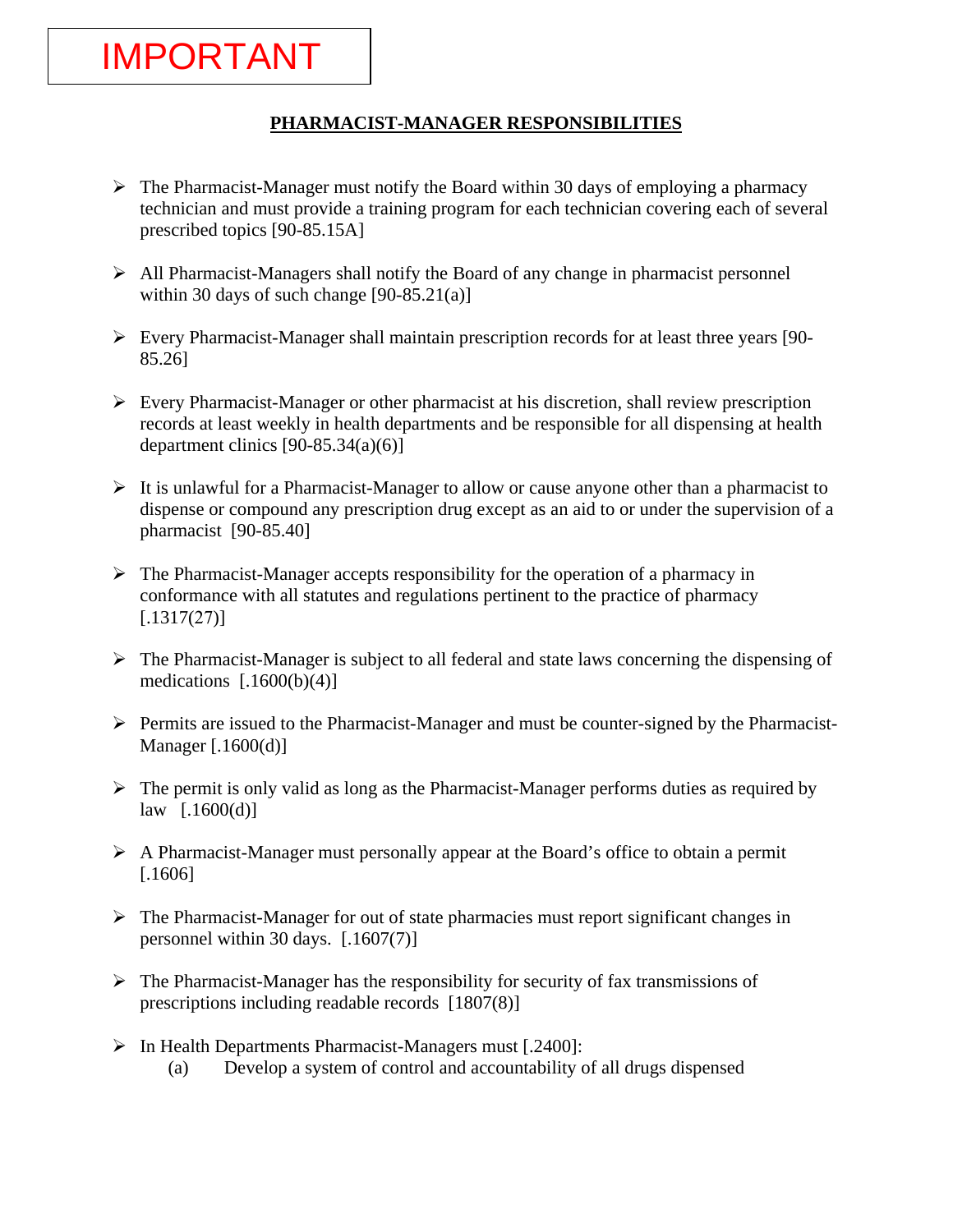IMPORTANT

## PHARMACIST-MANAGER RESPONSIBILITIES

- The Pharmacist-Manager must notify the Board within 30 days of employing a pharmacy technician and must provide a training program for each technician covering each of several prescribed topics [90-85.15A]

- All Pharmacist-Managers shall notify the Board of any change in pharmacist personnel within 30 days of such change [90-85.21(a)]

- Every Pharmacist-Manager shall maintain prescription records for at least three years [90-85.26]

- Every Pharmacist-Manager or other pharmacist at his discretion, shall review prescription records at least weekly in health departments and be responsible for all dispensing at health department clinics [90-85.34(a)(6)]

- It is unlawful for a Pharmacist-Manager to allow or cause anyone other than a pharmacist to dispense or compound any prescription drug except as an aid to or under the supervision of a pharmacist [90-85.40]

- The Pharmacist-Manager accepts responsibility for the operation of a pharmacy in conformance with all statutes and regulations pertinent to the practice of pharmacy [.1317(27)]

- The Pharmacist-Manager is subject to all federal and state laws concerning the dispensing of medications [.1600(b)(4)]

- Permits are issued to the Pharmacist-Manager and must be counter-signed by the Pharmacist-Manager [.1600(d)]

- The permit is only valid as long as the Pharmacist-Manager performs duties as required by law [.1600(d)]

- A Pharmacist-Manager must personally appear at the Board's office to obtain a permit [.1606]

- The Pharmacist-Manager for out of state pharmacies must report significant changes in personnel within 30 days. [.1607(7)]

- The Pharmacist-Manager has the responsibility for security of fax transmissions of prescriptions including readable records [1807(8)]

- In Health Departments Pharmacist-Managers must [.2400]:
  - (a) Develop a system of control and accountability of all drugs dispensed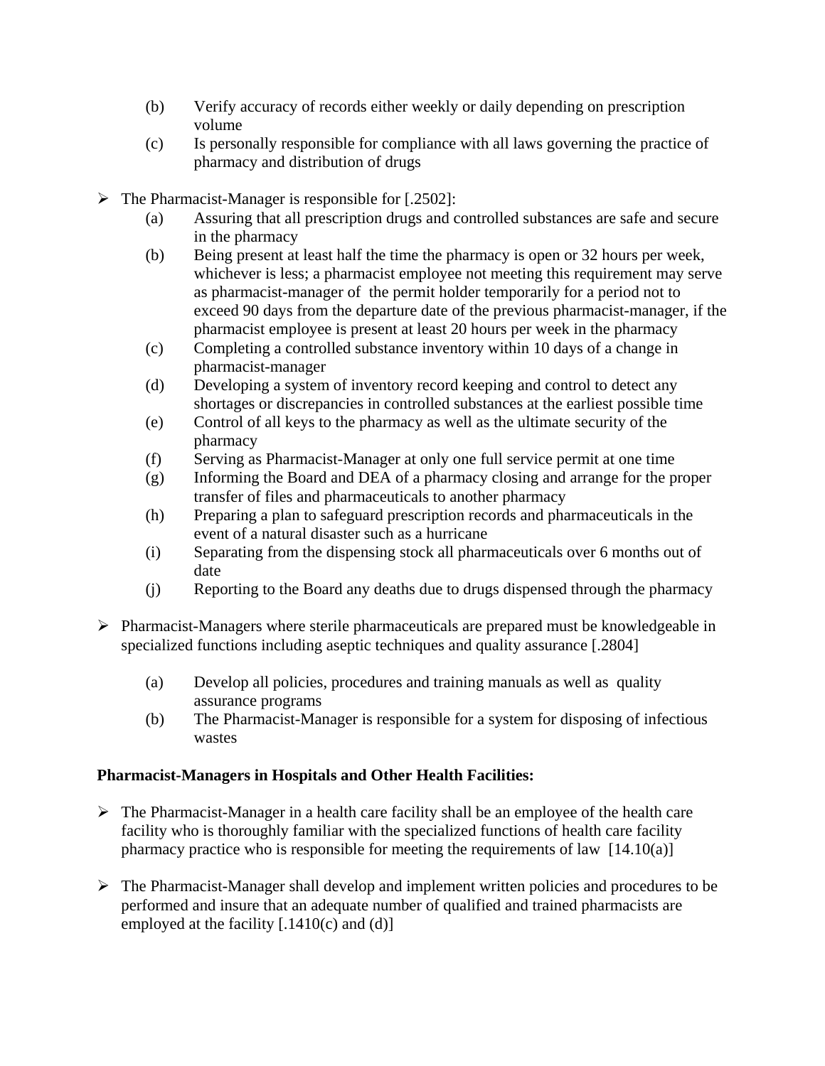(b) Verify accuracy of records either weekly or daily depending on prescription volume
(c) Is personally responsible for compliance with all laws governing the practice of pharmacy and distribution of drugs

- The Pharmacist-Manager is responsible for [.2502]:
  (a) Assuring that all prescription drugs and controlled substances are safe and secure in the pharmacy
  (b) Being present at least half the time the pharmacy is open or 32 hours per week, whichever is less; a pharmacist employee not meeting this requirement may serve as pharmacist-manager of the permit holder temporarily for a period not to exceed 90 days from the departure date of the previous pharmacist-manager, if the pharmacist employee is present at least 20 hours per week in the pharmacy
  (c) Completing a controlled substance inventory within 10 days of a change in pharmacist-manager
  (d) Developing a system of inventory record keeping and control to detect any shortages or discrepancies in controlled substances at the earliest possible time
  (e) Control of all keys to the pharmacy as well as the ultimate security of the pharmacy
  (f) Serving as Pharmacist-Manager at only one full service permit at one time
  (g) Informing the Board and DEA of a pharmacy closing and arrange for the proper transfer of files and pharmaceuticals to another pharmacy
  (h) Preparing a plan to safeguard prescription records and pharmaceuticals in the event of a natural disaster such as a hurricane
  (i) Separating from the dispensing stock all pharmaceuticals over 6 months out of date
  (j) Reporting to the Board any deaths due to drugs dispensed through the pharmacy

- Pharmacist-Managers where sterile pharmaceuticals are prepared must be knowledgeable in specialized functions including aseptic techniques and quality assurance [.2804]

  (a) Develop all policies, procedures and training manuals as well as quality assurance programs
  (b) The Pharmacist-Manager is responsible for a system for disposing of infectious wastes

**Pharmacist-Managers in Hospitals and Other Health Facilities:**

- The Pharmacist-Manager in a health care facility shall be an employee of the health care facility who is thoroughly familiar with the specialized functions of health care facility pharmacy practice who is responsible for meeting the requirements of law [14.10(a)]

- The Pharmacist-Manager shall develop and implement written policies and procedures to be performed and insure that an adequate number of qualified and trained pharmacists are employed at the facility [.1410(c) and (d)]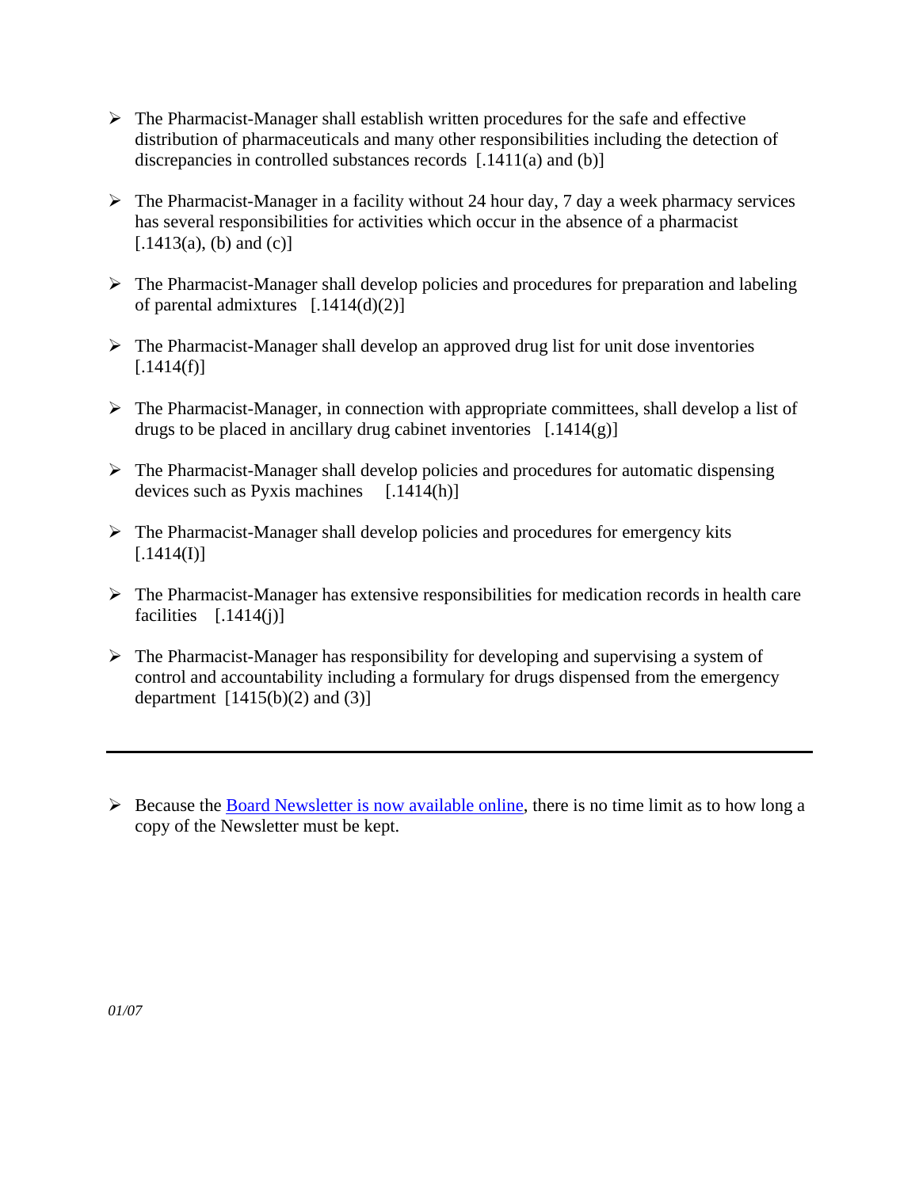- The Pharmacist-Manager shall establish written procedures for the safe and effective distribution of pharmaceuticals and many other responsibilities including the detection of discrepancies in controlled substances records [.1411(a) and (b)]

- The Pharmacist-Manager in a facility without 24 hour day, 7 day a week pharmacy services has several responsibilities for activities which occur in the absence of a pharmacist [.1413(a), (b) and (c)]

- The Pharmacist-Manager shall develop policies and procedures for preparation and labeling of parental admixtures [.1414(d)(2)]

- The Pharmacist-Manager shall develop an approved drug list for unit dose inventories [.1414(f)]

- The Pharmacist-Manager, in connection with appropriate committees, shall develop a list of drugs to be placed in ancillary drug cabinet inventories [.1414(g)]

- The Pharmacist-Manager shall develop policies and procedures for automatic dispensing devices such as Pyxis machines [.1414(h)]

- The Pharmacist-Manager shall develop policies and procedures for emergency kits [.1414(I)]

- The Pharmacist-Manager has extensive responsibilities for medication records in health care facilities [.1414(j)]

- The Pharmacist-Manager has responsibility for developing and supervising a system of control and accountability including a formulary for drugs dispensed from the emergency department [1415(b)(2) and (3)]

---

- Because the Board Newsletter is now available online, there is no time limit as to how long a copy of the Newsletter must be kept.

*01/07*